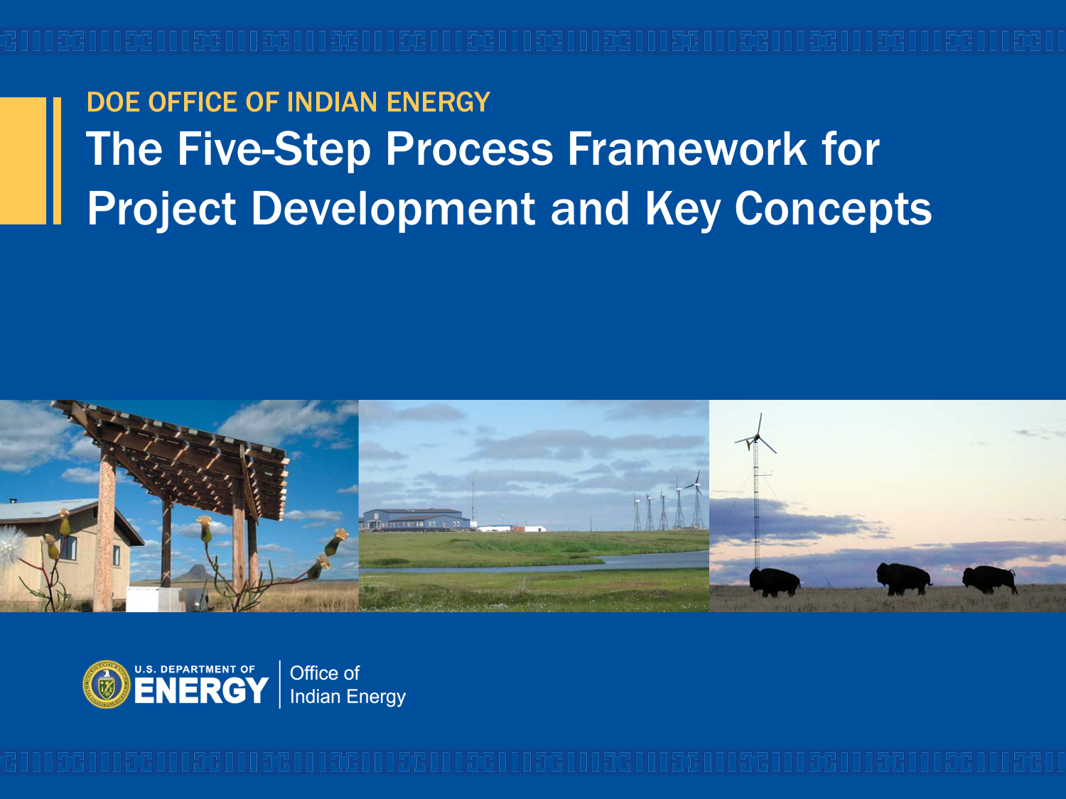DOE OFFICE OF INDIAN ENERGY

# The Five-Step Process Framework for Project Development and Key Concepts

U.S. DEPARTMENT OF ENERGY | Office of Indian Energy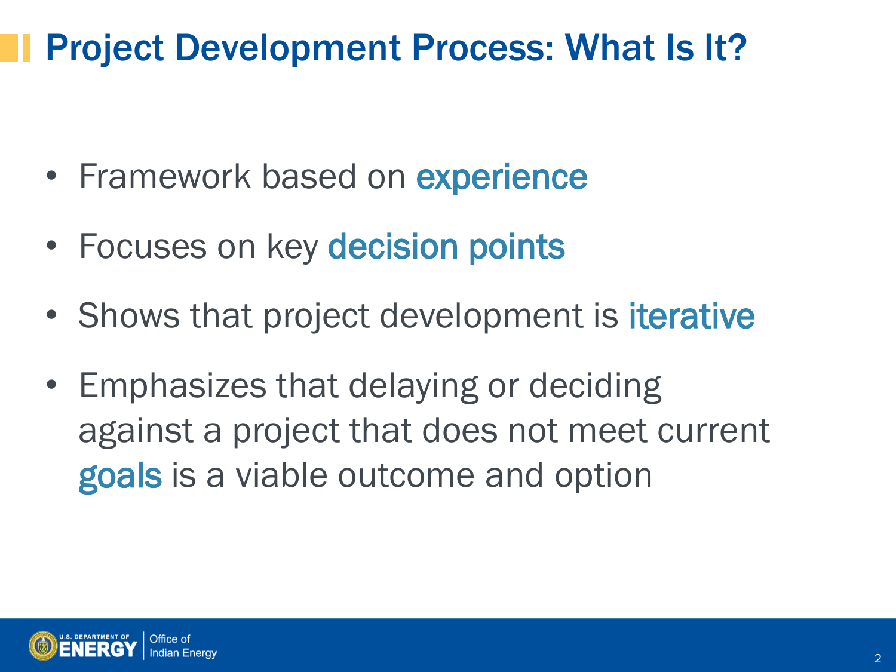# Project Development Process: What Is It?

- Framework based on experience
- Focuses on key decision points
- Shows that project development is iterative
- Emphasizes that delaying or deciding against a project that does not meet current goals is a viable outcome and option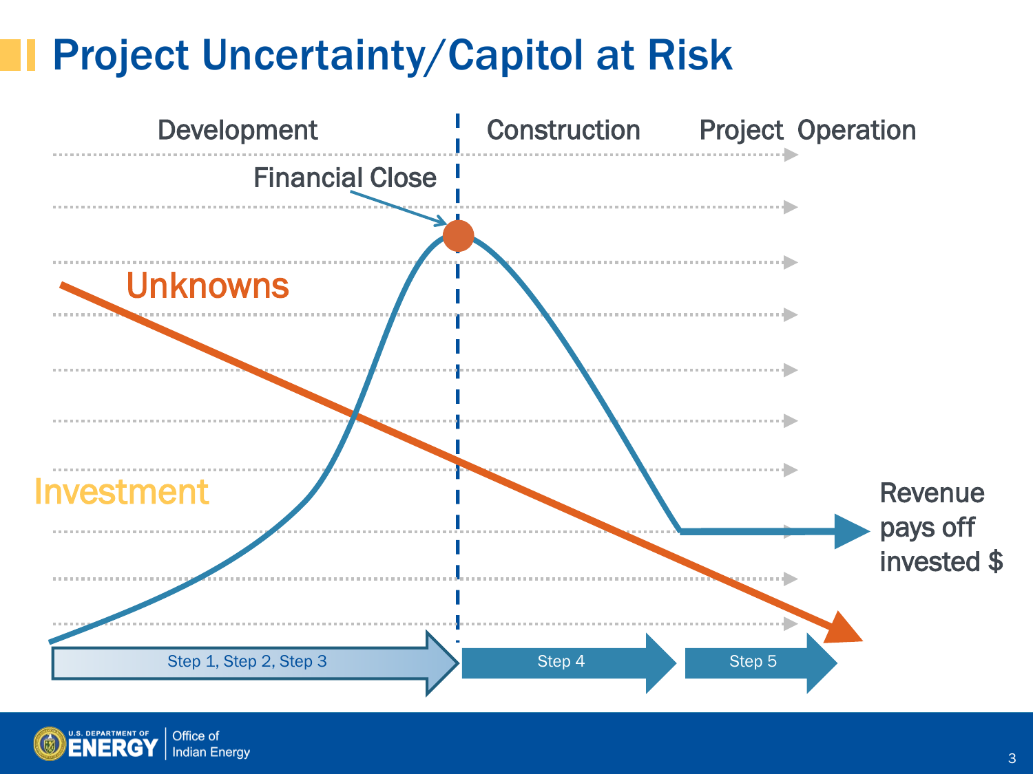# Project Uncertainty/Capitol at Risk

Development | Construction | Project Operation

Financial Close

Unknowns

Investment

Revenue pays off invested $

Step 1, Step 2, Step 3 → Step 4 → Step 5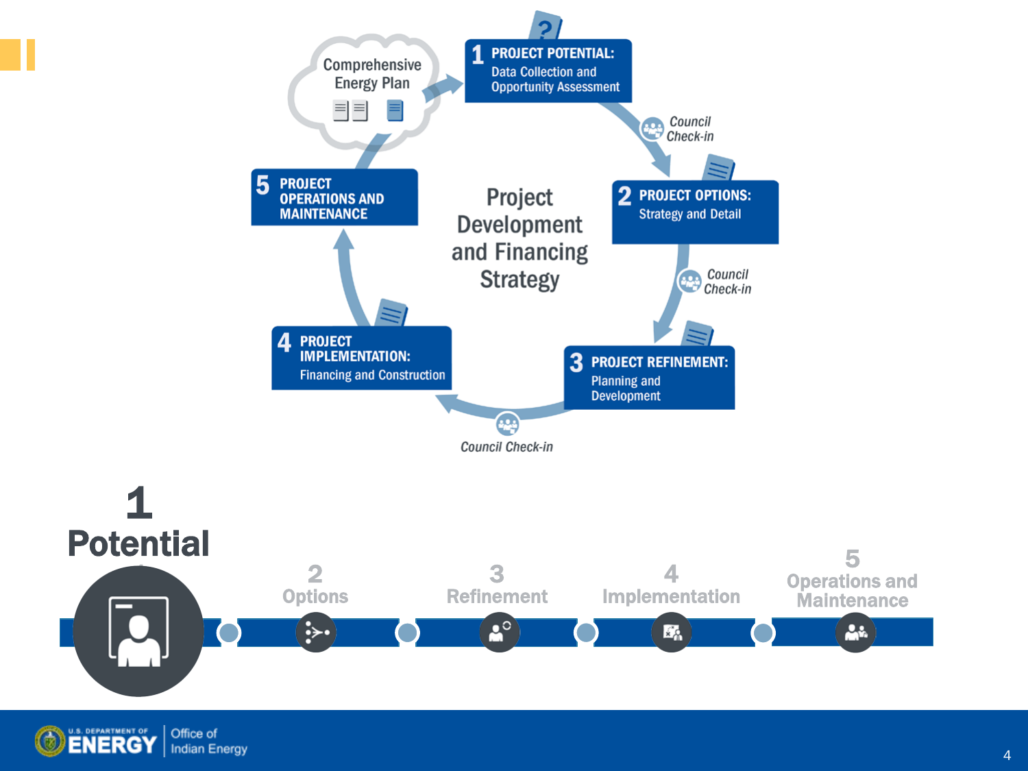Comprehensive Energy Plan

**1 PROJECT POTENTIAL:** Data Collection and Opportunity Assessment

*Council Check-in*

**2 PROJECT OPTIONS:** Strategy and Detail

*Council Check-in*

**3 PROJECT REFINEMENT:** Planning and Development

*Council Check-in*

**4 PROJECT IMPLEMENTATION:** Financing and Construction

**5 PROJECT OPERATIONS AND MAINTENANCE**

Project Development and Financing Strategy

# 1 Potential

2 Options

3 Refinement

4 Implementation

5 Operations and Maintenance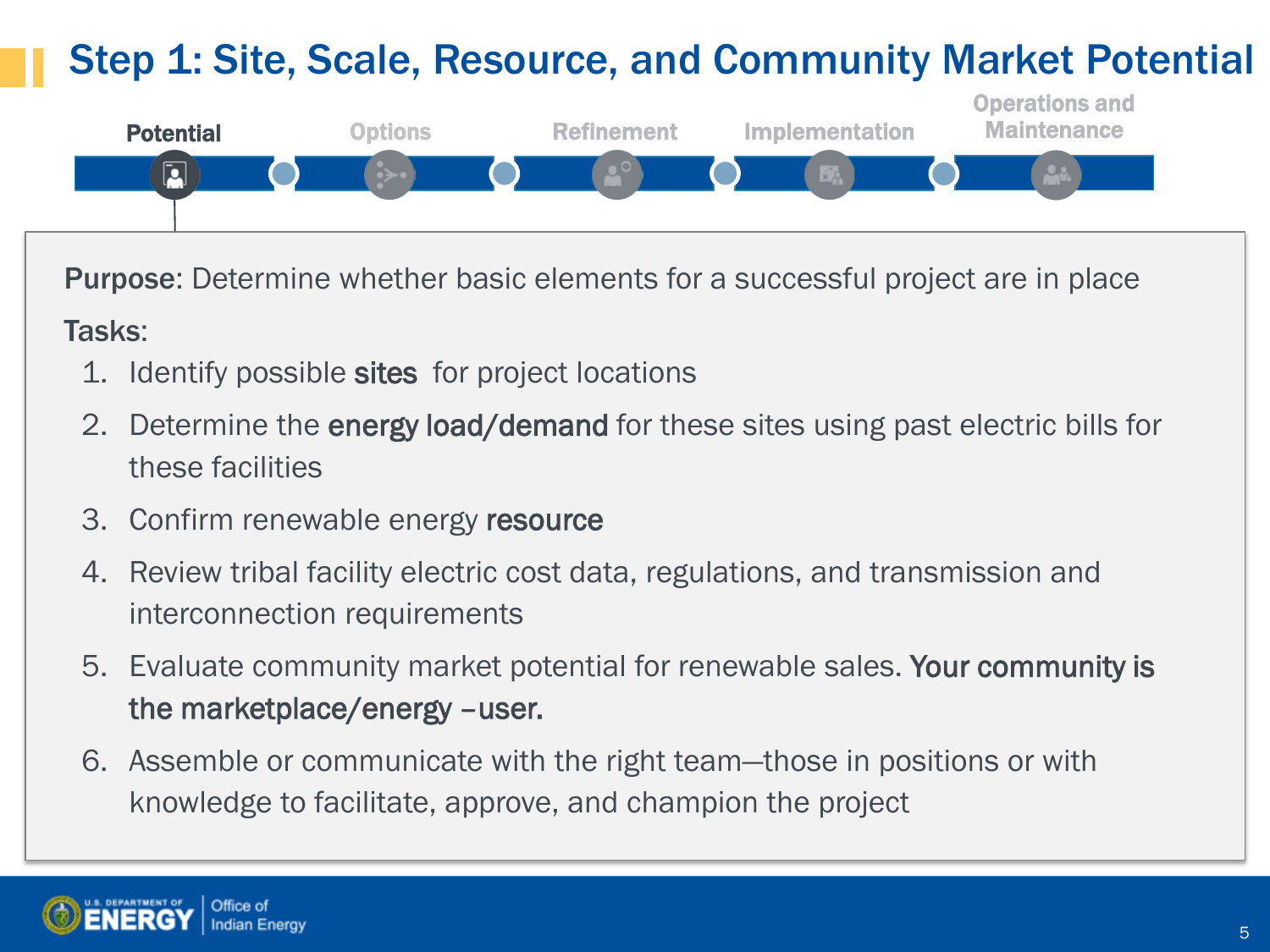# Step 1: Site, Scale, Resource, and Community Market Potential

**Potential** | Options | Refinement | Implementation | Operations and Maintenance

**Purpose:** Determine whether basic elements for a successful project are in place

**Tasks:**

1. Identify possible **sites** for project locations
2. Determine the **energy load/demand** for these sites using past electric bills for these facilities
3. Confirm renewable energy **resource**
4. Review tribal facility electric cost data, regulations, and transmission and interconnection requirements
5. Evaluate community market potential for renewable sales. **Your community is the marketplace/energy –user.**
6. Assemble or communicate with the right team—those in positions or with knowledge to facilitate, approve, and champion the project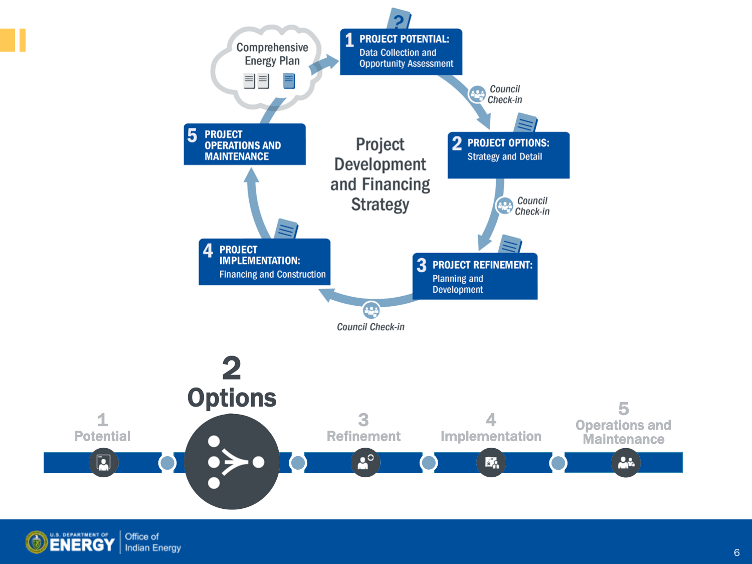Comprehensive Energy Plan

**1 PROJECT POTENTIAL:** Data Collection and Opportunity Assessment

*Council Check-in*

**2 PROJECT OPTIONS:** Strategy and Detail

*Council Check-in*

**3 PROJECT REFINEMENT:** Planning and Development

*Council Check-in*

**4 PROJECT IMPLEMENTATION:** Financing and Construction

**5 PROJECT OPERATIONS AND MAINTENANCE**

Project Development and Financing Strategy

1 Potential

# 2 Options

3 Refinement

4 Implementation

5 Operations and Maintenance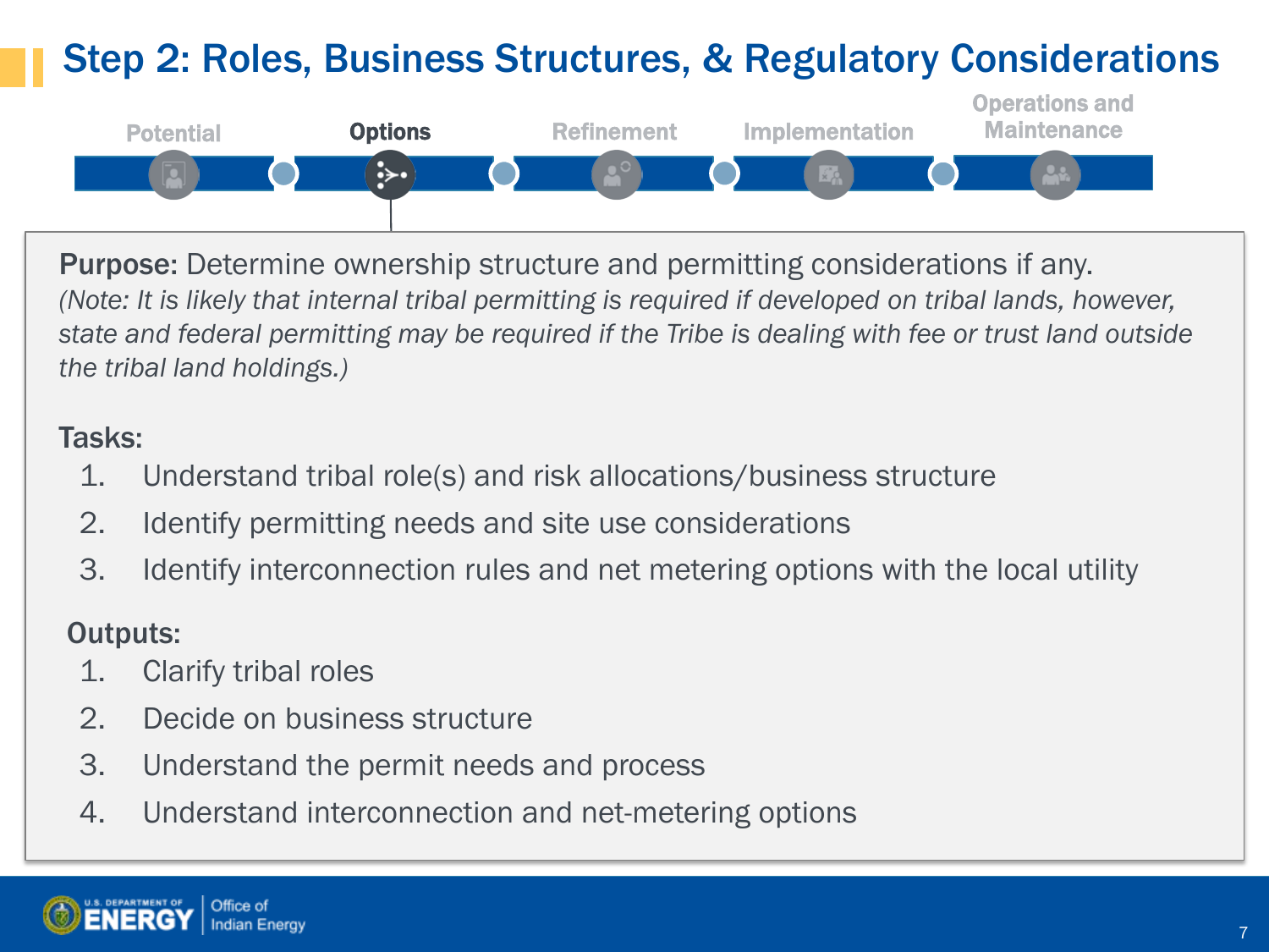# Step 2: Roles, Business Structures, & Regulatory Considerations

Potential | **Options** | Refinement | Implementation | Operations and Maintenance

**Purpose:** Determine ownership structure and permitting considerations if any.
*(Note: It is likely that internal tribal permitting is required if developed on tribal lands, however, state and federal permitting may be required if the Tribe is dealing with fee or trust land outside the tribal land holdings.)*

**Tasks:**

1. Understand tribal role(s) and risk allocations/business structure
2. Identify permitting needs and site use considerations
3. Identify interconnection rules and net metering options with the local utility

**Outputs:**

1. Clarify tribal roles
2. Decide on business structure
3. Understand the permit needs and process
4. Understand interconnection and net-metering options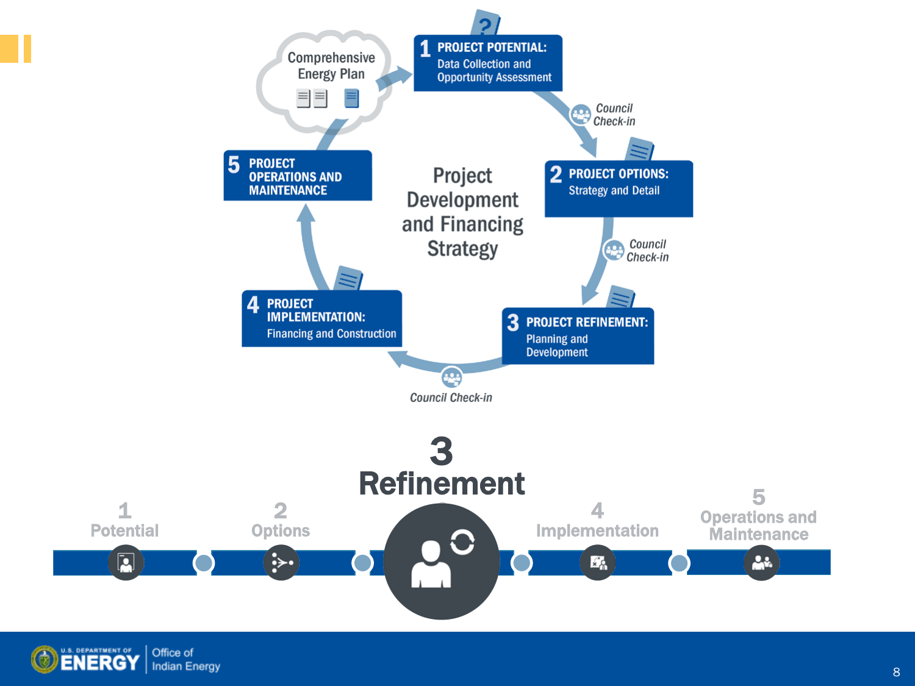Comprehensive Energy Plan

**1 PROJECT POTENTIAL:** Data Collection and Opportunity Assessment

*Council Check-in*

**2 PROJECT OPTIONS:** Strategy and Detail

*Council Check-in*

**3 PROJECT REFINEMENT:** Planning and Development

*Council Check-in*

**4 PROJECT IMPLEMENTATION:** Financing and Construction

**5 PROJECT OPERATIONS AND MAINTENANCE**

Project Development and Financing Strategy

# 3 Refinement

1 Potential

2 Options

4 Implementation

5 Operations and Maintenance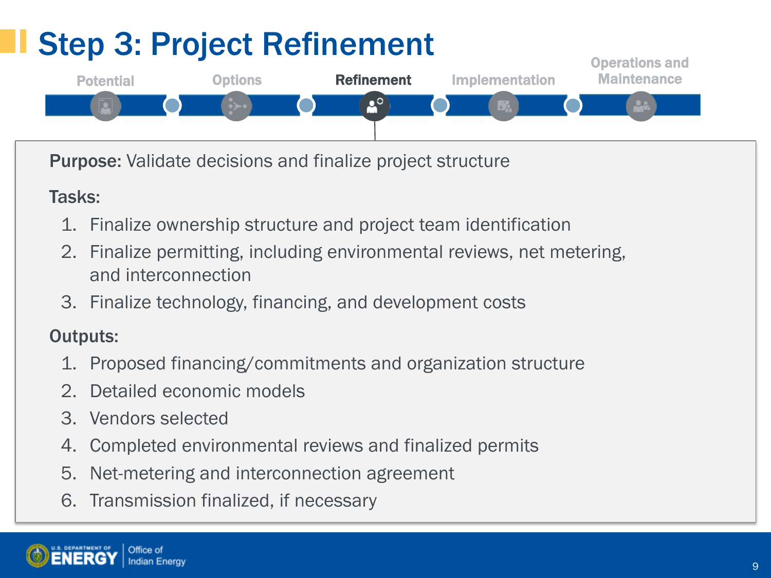# Step 3: Project Refinement

Potential | Options | **Refinement** | Implementation | Operations and Maintenance

**Purpose:** Validate decisions and finalize project structure

**Tasks:**

1. Finalize ownership structure and project team identification
2. Finalize permitting, including environmental reviews, net metering, and interconnection
3. Finalize technology, financing, and development costs

**Outputs:**

1. Proposed financing/commitments and organization structure
2. Detailed economic models
3. Vendors selected
4. Completed environmental reviews and finalized permits
5. Net-metering and interconnection agreement
6. Transmission finalized, if necessary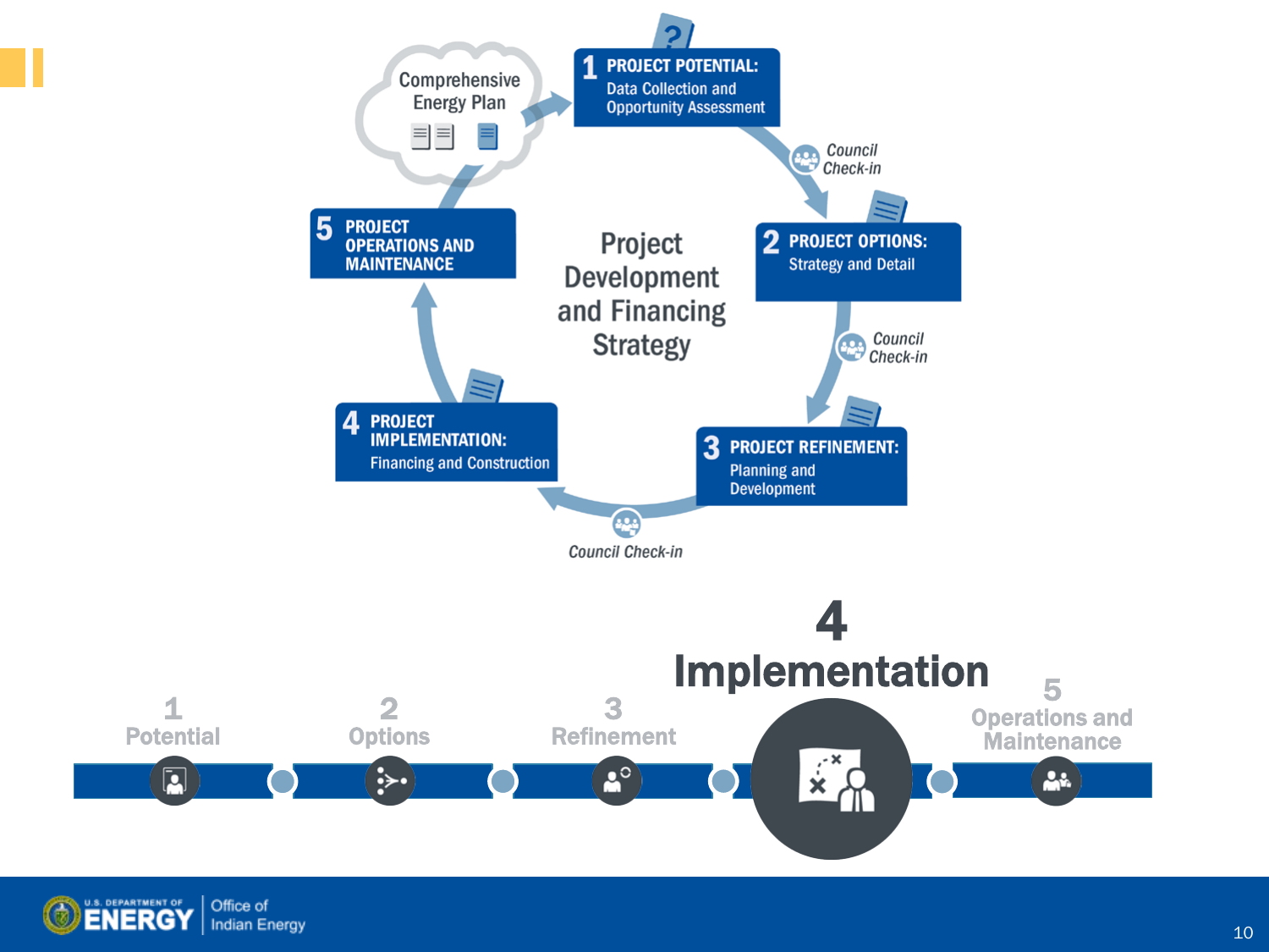Comprehensive Energy Plan

**1 PROJECT POTENTIAL:** Data Collection and Opportunity Assessment

*Council Check-in*

**2 PROJECT OPTIONS:** Strategy and Detail

*Council Check-in*

**3 PROJECT REFINEMENT:** Planning and Development

*Council Check-in*

**4 PROJECT IMPLEMENTATION:** Financing and Construction

**5 PROJECT OPERATIONS AND MAINTENANCE**

Project Development and Financing Strategy

1 Potential

2 Options

3 Refinement

# 4 Implementation

5 Operations and Maintenance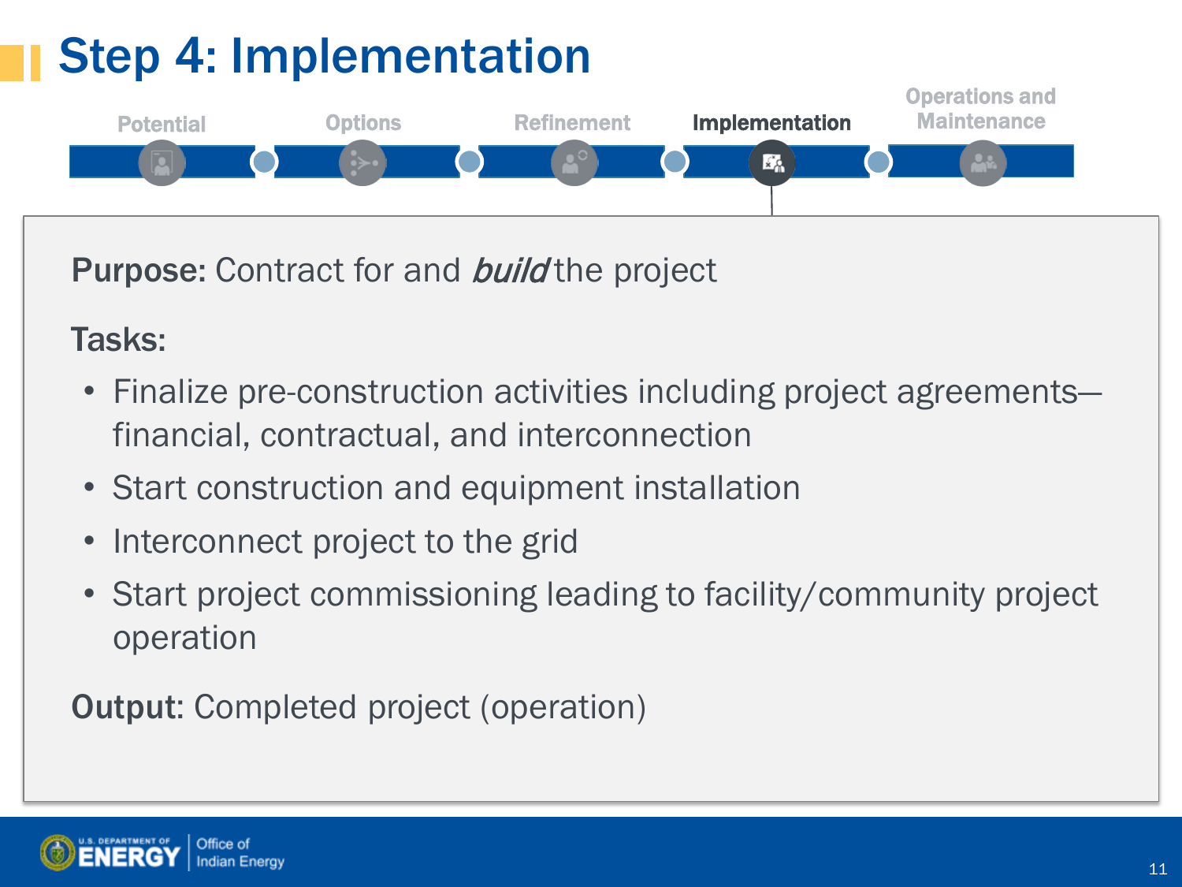# Step 4: Implementation

Potential | Options | Refinement | **Implementation** | Operations and Maintenance

**Purpose:** Contract for and *build* the project

**Tasks:**

- Finalize pre-construction activities including project agreements—financial, contractual, and interconnection
- Start construction and equipment installation
- Interconnect project to the grid
- Start project commissioning leading to facility/community project operation

**Output**: Completed project (operation)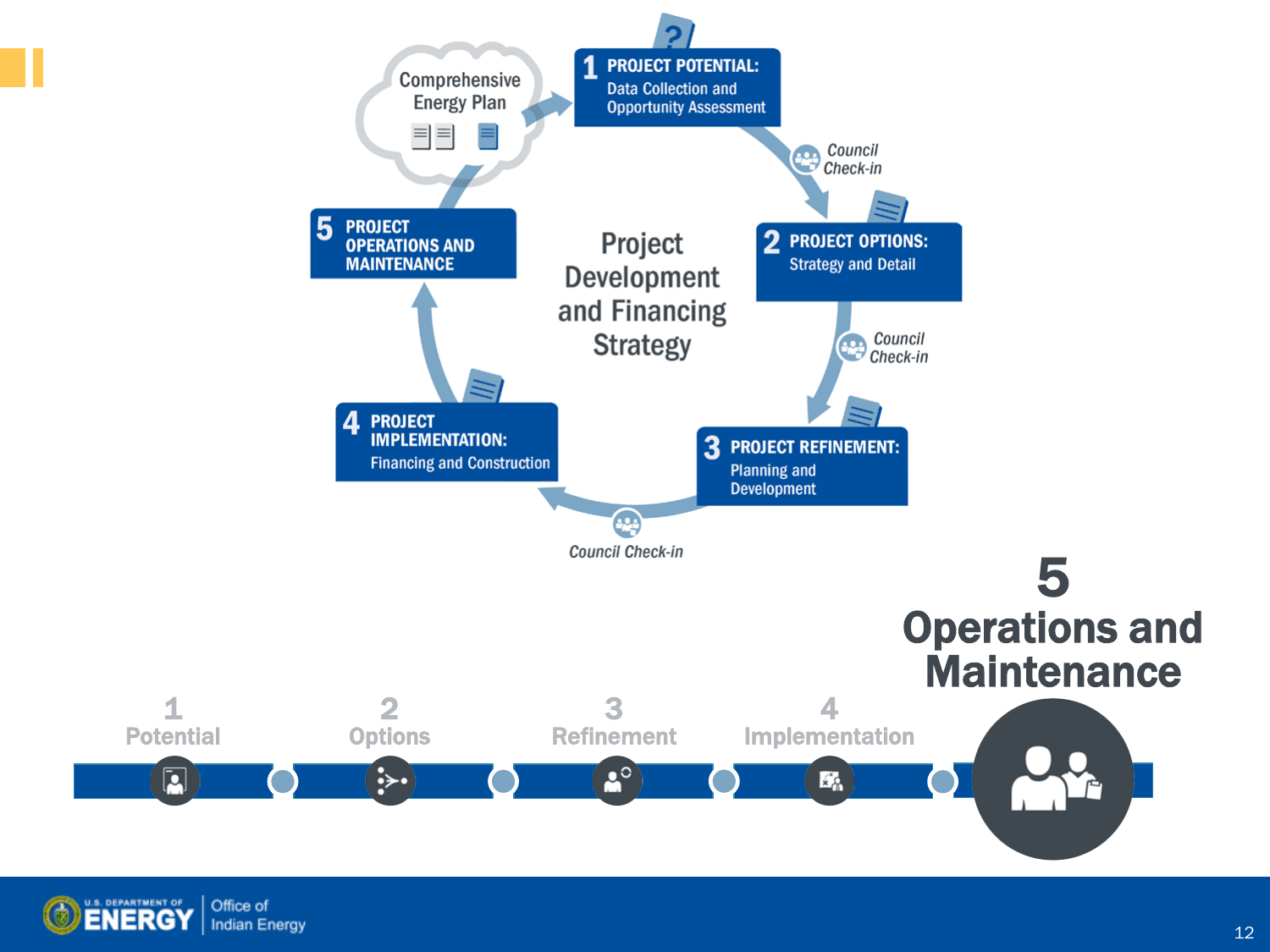Comprehensive Energy Plan

**1 PROJECT POTENTIAL:** Data Collection and Opportunity Assessment

*Council Check-in*

**2 PROJECT OPTIONS:** Strategy and Detail

*Council Check-in*

**3 PROJECT REFINEMENT:** Planning and Development

*Council Check-in*

**4 PROJECT IMPLEMENTATION:** Financing and Construction

**5 PROJECT OPERATIONS AND MAINTENANCE**

Project Development and Financing Strategy

# 5 Operations and Maintenance

1 Potential

2 Options

3 Refinement

4 Implementation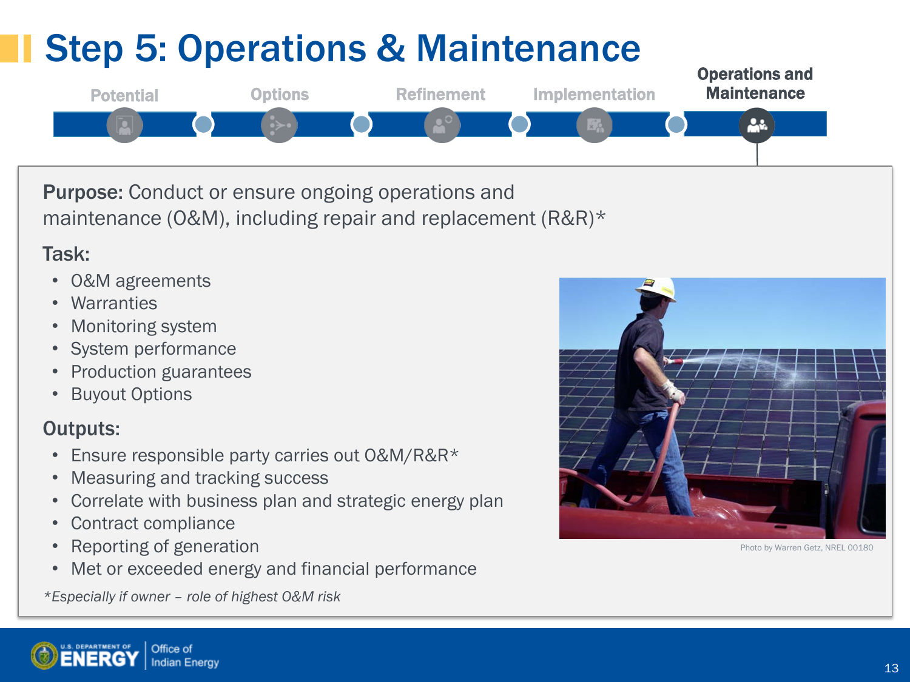# Step 5: Operations & Maintenance

Potential — Options — Refinement — Implementation — **Operations and Maintenance**

**Purpose:** Conduct or ensure ongoing operations and maintenance (O&M), including repair and replacement (R&R)*

**Task:**

- O&M agreements
- Warranties
- Monitoring system
- System performance
- Production guarantees
- Buyout Options

**Outputs:**

- Ensure responsible party carries out O&M/R&R*
- Measuring and tracking success
- Correlate with business plan and strategic energy plan
- Contract compliance
- Reporting of generation
- Met or exceeded energy and financial performance

*\*Especially if owner – role of highest O&M risk*

Photo by Warren Getz, NREL 00180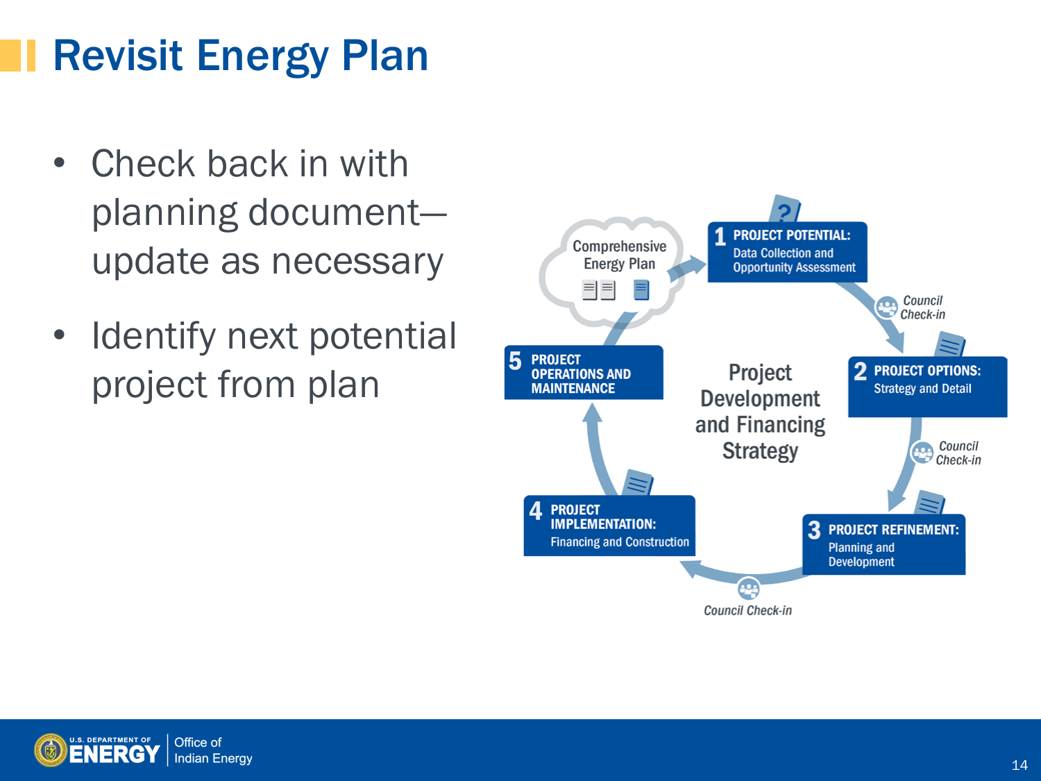# Revisit Energy Plan

- Check back in with planning document—update as necessary
- Identify next potential project from plan

Comprehensive Energy Plan

**1 PROJECT POTENTIAL:** Data Collection and Opportunity Assessment

*Council Check-in*

**2 PROJECT OPTIONS:** Strategy and Detail

*Council Check-in*

**3 PROJECT REFINEMENT:** Planning and Development

*Council Check-in*

**4 PROJECT IMPLEMENTATION:** Financing and Construction

**5 PROJECT OPERATIONS AND MAINTENANCE**

Project Development and Financing Strategy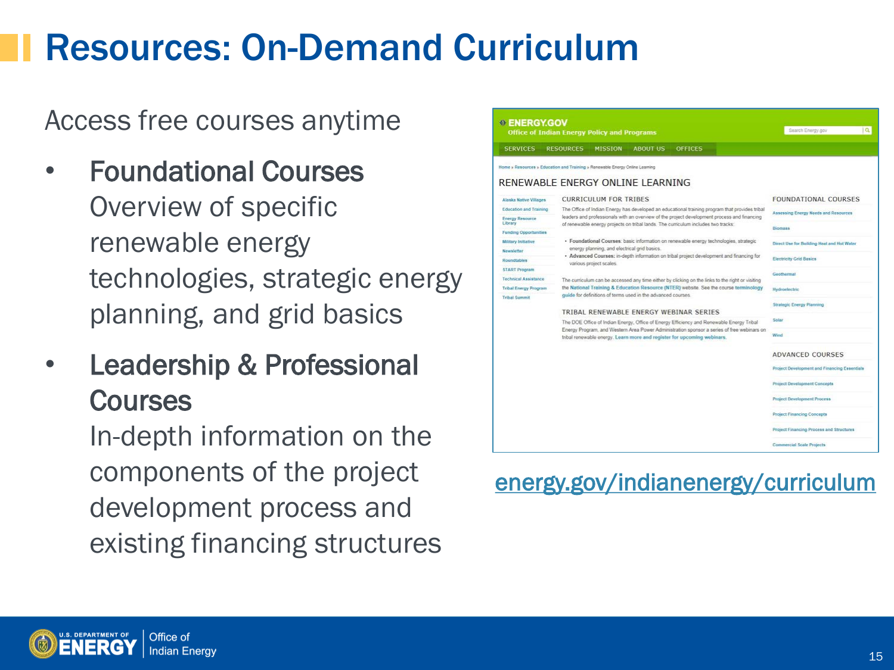# Resources: On-Demand Curriculum

Access free courses anytime

- **Foundational Courses**
  Overview of specific renewable energy technologies, strategic energy planning, and grid basics
- **Leadership & Professional Courses**
  In-depth information on the components of the project development process and existing financing structures

energy.gov/indianenergy/curriculum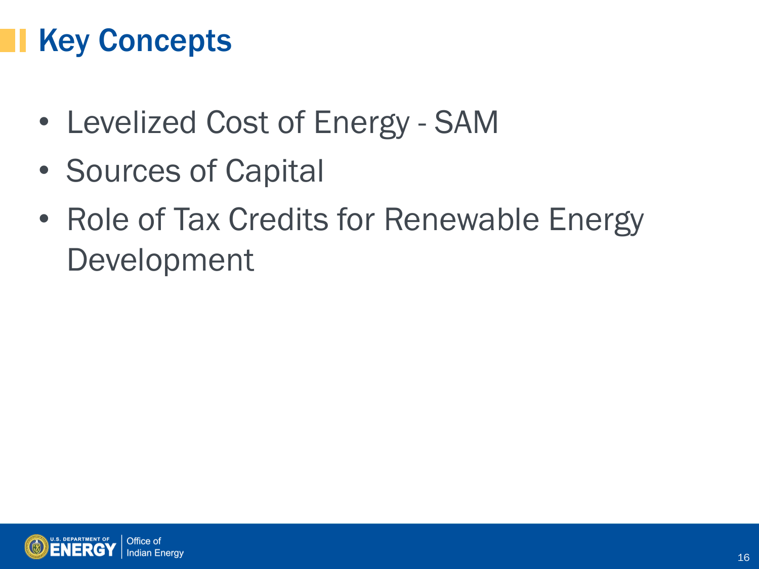# Key Concepts

- Levelized Cost of Energy - SAM
- Sources of Capital
- Role of Tax Credits for Renewable Energy Development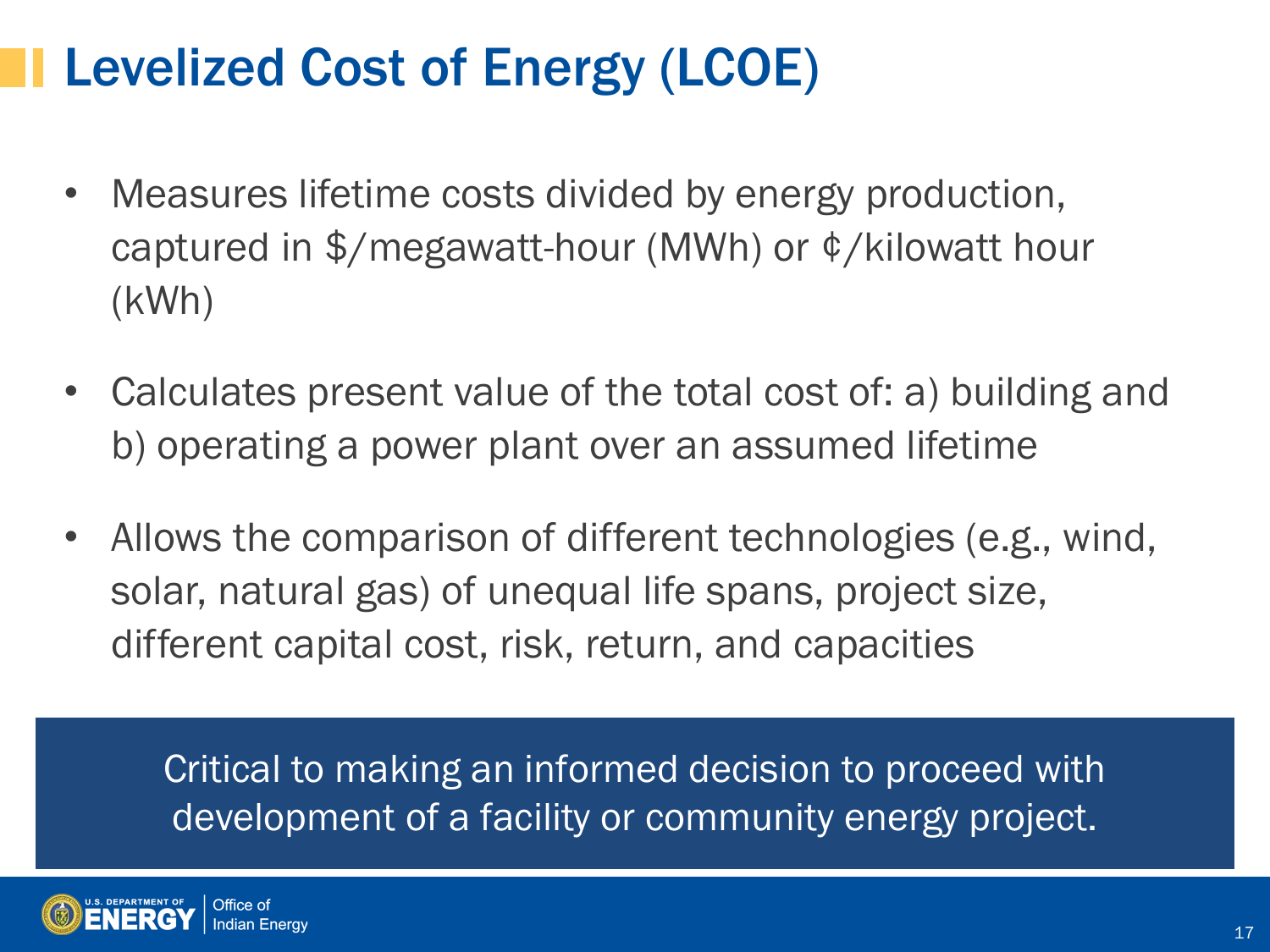# Levelized Cost of Energy (LCOE)

- Measures lifetime costs divided by energy production, captured in $/megawatt-hour (MWh) or ¢/kilowatt hour (kWh)
- Calculates present value of the total cost of: a) building and b) operating a power plant over an assumed lifetime
- Allows the comparison of different technologies (e.g., wind, solar, natural gas) of unequal life spans, project size, different capital cost, risk, return, and capacities

Critical to making an informed decision to proceed with development of a facility or community energy project.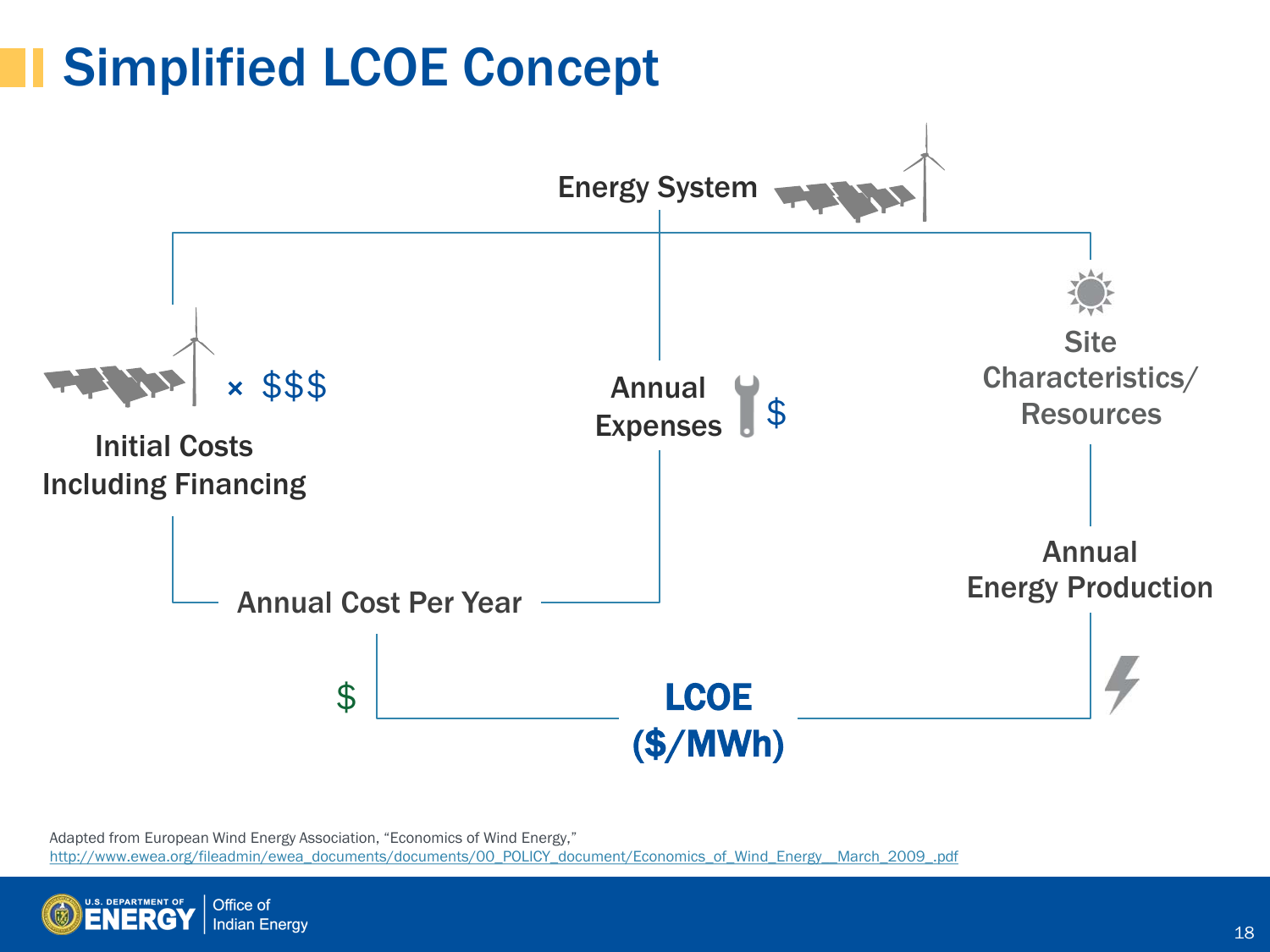# Simplified LCOE Concept

Energy System

× $$$

Initial Costs Including Financing

Annual Expenses $

Site Characteristics/ Resources

Annual Cost Per Year

Annual Energy Production

$

**LCOE ($/MWh)**

Adapted from European Wind Energy Association, "Economics of Wind Energy," http://www.ewea.org/fileadmin/ewea_documents/documents/00_POLICY_document/Economics_of_Wind_Energy__March_2009_.pdf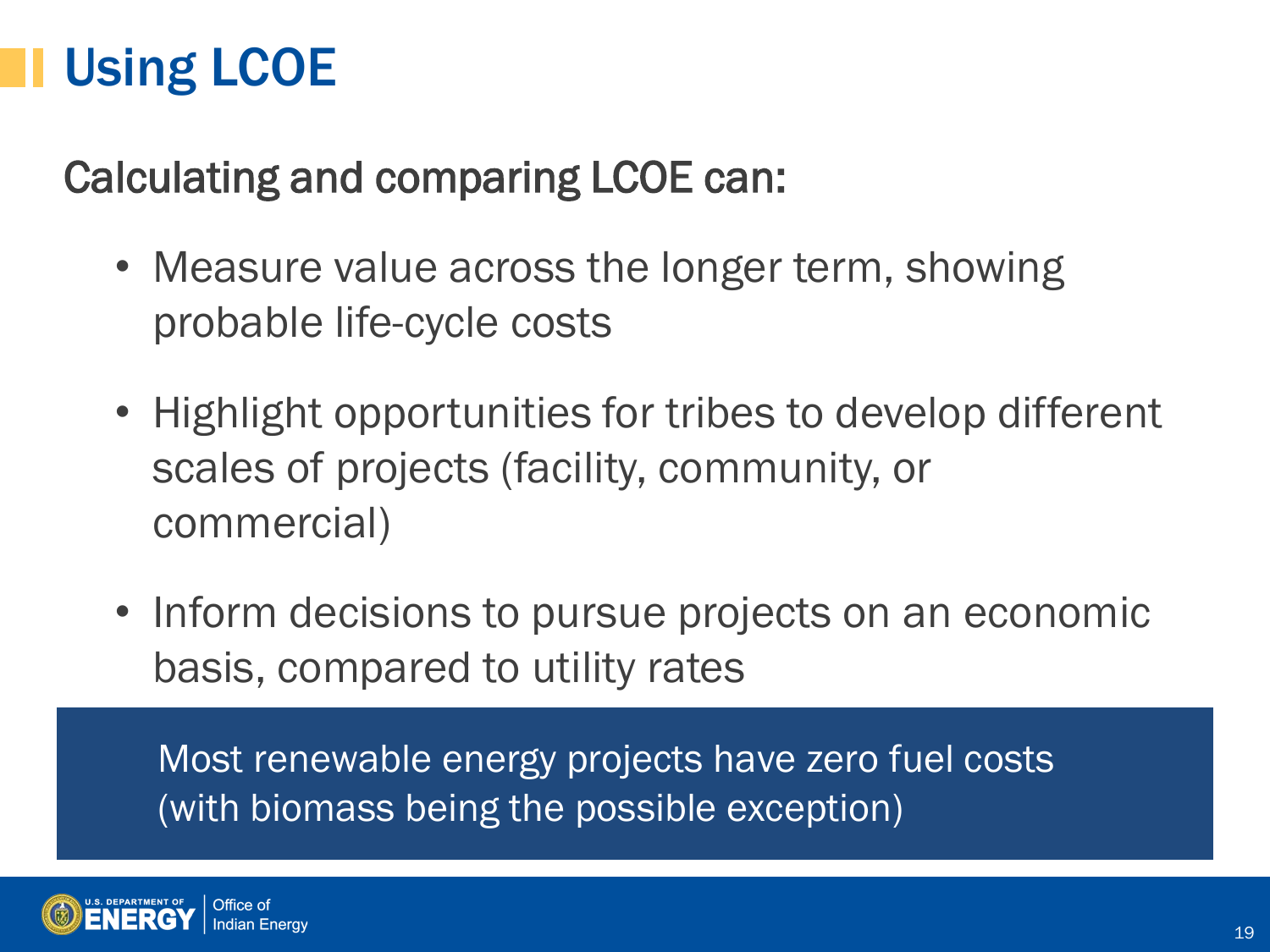# Using LCOE

Calculating and comparing LCOE can:

- Measure value across the longer term, showing probable life-cycle costs
- Highlight opportunities for tribes to develop different scales of projects (facility, community, or commercial)
- Inform decisions to pursue projects on an economic basis, compared to utility rates

Most renewable energy projects have zero fuel costs (with biomass being the possible exception)